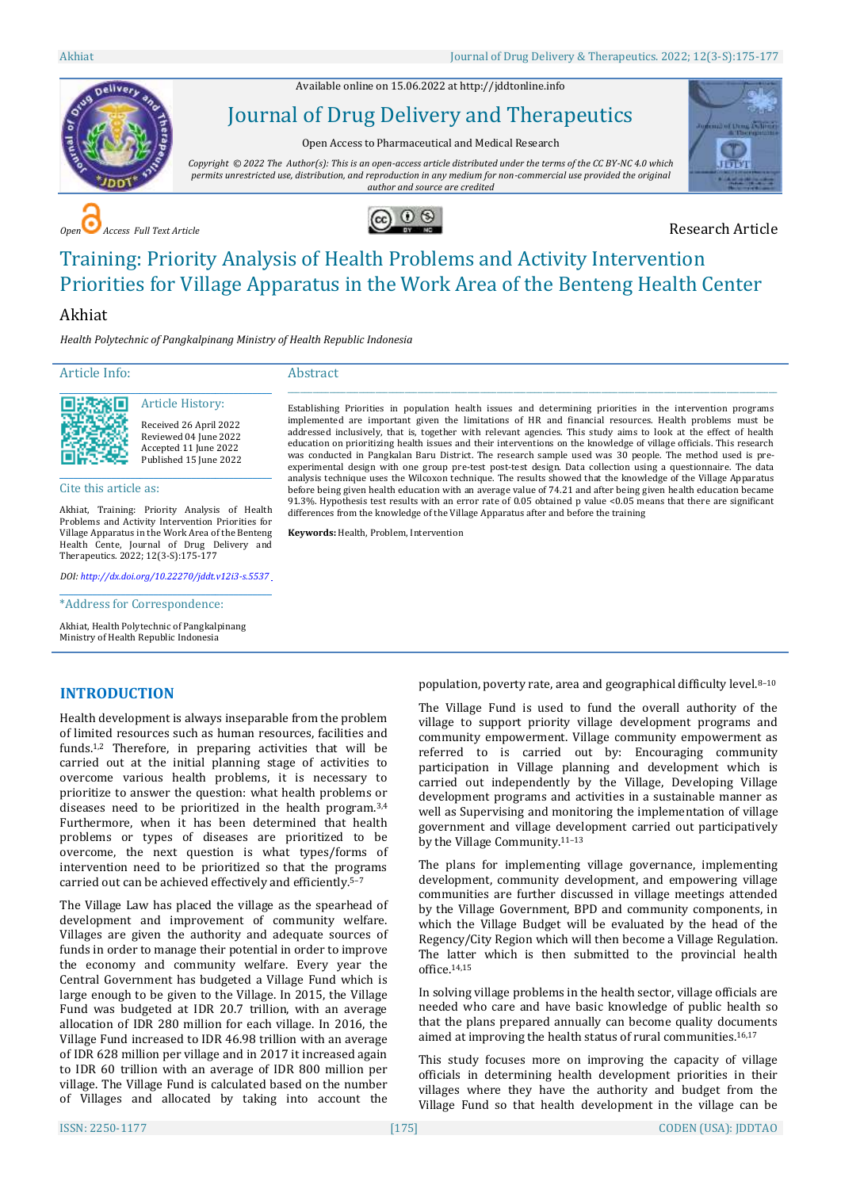Available online on 15.06.2022 at http://jddtonline.info

# Journal of Drug Delivery and Therapeutics

Open Access to Pharmaceutical and Medical Research

*Copyright © 2022 The Author(s): This is an open-access article distributed under the terms of the CC BY-NC 4.0 which permits unrestricted use, distribution, and reproduction in any medium for non-commercial use provided the original author and source are credited*

*Open Access Full Text Article*

Research Article

# Training: Priority Analysis of Health Problems and Activity Intervention Priorities for Village Apparatus in the Work Area of the Benteng Health Center

## Akhiat

*Health Polytechnic of Pangkalpinang Ministry of Health Republic Indonesia*

### Article Info:

**Article History:**

Received 26 April 2022
Reviewed 04 June 2022
Accepted 11 June 2022
Published 15 June 2022

**Cite this article as:**

Akhiat, Training: Priority Analysis of Health Problems and Activity Intervention Priorities for Village Apparatus in the Work Area of the Benteng Health Cente, Journal of Drug Delivery and Therapeutics. 2022; 12(3-S):175-177

*DOI: http://dx.doi.org/10.22270/jddt.v12i3-s.5537*

**\*Address for Correspondence:**

Akhiat, Health Polytechnic of Pangkalpinang Ministry of Health Republic Indonesia

### Abstract

Establishing Priorities in population health issues and determining priorities in the intervention programs implemented are important given the limitations of HR and financial resources. Health problems must be addressed inclusively, that is, together with relevant agencies. This study aims to look at the effect of health education on prioritizing health issues and their interventions on the knowledge of village officials. This research was conducted in Pangkalan Baru District. The research sample used was 30 people. The method used is pre-experimental design with one group pre-test post-test design. Data collection using a questionnaire. The data analysis technique uses the Wilcoxon technique. The results showed that the knowledge of the Village Apparatus before being given health education with an average value of 74.21 and after being given health education became 91.3%. Hypothesis test results with an error rate of 0.05 obtained p value <0.05 means that there are significant differences from the knowledge of the Village Apparatus after and before the training

**Keywords:** Health, Problem, Intervention

## INTRODUCTION

Health development is always inseparable from the problem of limited resources such as human resources, facilities and funds.[1,2] Therefore, in preparing activities that will be carried out at the initial planning stage of activities to overcome various health problems, it is necessary to prioritize to answer the question: what health problems or diseases need to be prioritized in the health program.[3,4] Furthermore, when it has been determined that health problems or types of diseases are prioritized to be overcome, the next question is what types/forms of intervention need to be prioritized so that the programs carried out can be achieved effectively and efficiently.[5–7]

The Village Law has placed the village as the spearhead of development and improvement of community welfare. Villages are given the authority and adequate sources of funds in order to manage their potential in order to improve the economy and community welfare. Every year the Central Government has budgeted a Village Fund which is large enough to be given to the Village. In 2015, the Village Fund was budgeted at IDR 20.7 trillion, with an average allocation of IDR 280 million for each village. In 2016, the Village Fund increased to IDR 46.98 trillion with an average of IDR 628 million per village and in 2017 it increased again to IDR 60 trillion with an average of IDR 800 million per village. The Village Fund is calculated based on the number of Villages and allocated by taking into account the population, poverty rate, area and geographical difficulty level.[8–10]

The Village Fund is used to fund the overall authority of the village to support priority village development programs and community empowerment. Village community empowerment as referred to is carried out by: Encouraging community participation in Village planning and development which is carried out independently by the Village, Developing Village development programs and activities in a sustainable manner as well as Supervising and monitoring the implementation of village government and village development carried out participatively by the Village Community.[11–13]

The plans for implementing village governance, implementing development, community development, and empowering village communities are further discussed in village meetings attended by the Village Government, BPD and community components, in which the Village Budget will be evaluated by the head of the Regency/City Region which will then become a Village Regulation. The latter which is then submitted to the provincial health office.[14,15]

In solving village problems in the health sector, village officials are needed who care and have basic knowledge of public health so that the plans prepared annually can become quality documents aimed at improving the health status of rural communities.[16,17]

This study focuses more on improving the capacity of village officials in determining health development priorities in their villages where they have the authority and budget from the Village Fund so that health development in the village can be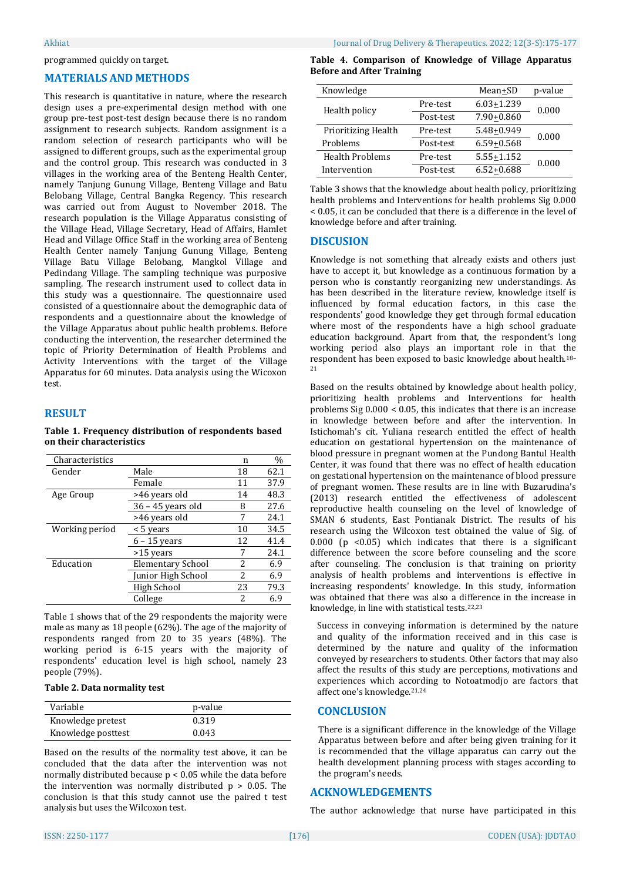programmed quickly on target.

## MATERIALS AND METHODS

This research is quantitative in nature, where the research design uses a pre-experimental design method with one group pre-test post-test design because there is no random assignment to research subjects. Random assignment is a random selection of research participants who will be assigned to different groups, such as the experimental group and the control group. This research was conducted in 3 villages in the working area of the Benteng Health Center, namely Tanjung Gunung Village, Benteng Village and Batu Belobang Village, Central Bangka Regency. This research was carried out from August to November 2018. The research population is the Village Apparatus consisting of the Village Head, Village Secretary, Head of Affairs, Hamlet Head and Village Office Staff in the working area of Benteng Health Center namely Tanjung Gunung Village, Benteng Village Batu Village Belobang, Mangkol Village and Pedindang Village. The sampling technique was purposive sampling. The research instrument used to collect data in this study was a questionnaire. The questionnaire used consisted of a questionnaire about the demographic data of respondents and a questionnaire about the knowledge of the Village Apparatus about public health problems. Before conducting the intervention, the researcher determined the topic of Priority Determination of Health Problems and Activity Interventions with the target of the Village Apparatus for 60 minutes. Data analysis using the Wicoxon test.

## RESULT

**Table 1. Frequency distribution of respondents based on their characteristics**

| Characteristics | | n | % |
|---|---|---|---|
| Gender | Male | 18 | 62.1 |
| | Female | 11 | 37.9 |
| Age Group | >46 years old | 14 | 48.3 |
| | 36 – 45 years old | 8 | 27.6 |
| | >46 years old | 7 | 24.1 |
| Working period | < 5 years | 10 | 34.5 |
| | 6 – 15 years | 12 | 41.4 |
| | >15 years | 7 | 24.1 |
| Education | Elementary School | 2 | 6.9 |
| | Junior High School | 2 | 6.9 |
| | High School | 23 | 79.3 |
| | College | 2 | 6.9 |

Table 1 shows that of the 29 respondents the majority were male as many as 18 people (62%). The age of the majority of respondents ranged from 20 to 35 years (48%). The working period is 6-15 years with the majority of respondents' education level is high school, namely 23 people (79%).

**Table 2. Data normality test**

| Variable | p-value |
|---|---|
| Knowledge pretest | 0.319 |
| Knowledge posttest | 0.043 |

Based on the results of the normality test above, it can be concluded that the data after the intervention was not normally distributed because $p < 0.05$ while the data before the intervention was normally distributed $p > 0.05$. The conclusion is that this study cannot use the paired t test analysis but uses the Wilcoxon test.

**Table 4. Comparison of Knowledge of Village Apparatus Before and After Training**

| Knowledge | | Mean±SD | p-value |
|---|---|---|---|
| Health policy | Pre-test | 6.03±1.239 | 0.000 |
| | Post-test | 7.90±0.860 | |
| Prioritizing Health Problems | Pre-test | 5.48±0.949 | 0.000 |
| | Post-test | 6.59±0.568 | |
| Health Problems Intervention | Pre-test | 5.55±1.152 | 0.000 |
| | Post-test | 6.52±0.688 | |

Table 3 shows that the knowledge about health policy, prioritizing health problems and Interventions for health problems Sig 0.000 < 0.05, it can be concluded that there is a difference in the level of knowledge before and after training.

## DISCUSION

Knowledge is not something that already exists and others just have to accept it, but knowledge as a continuous formation by a person who is constantly reorganizing new understandings. As has been described in the literature review, knowledge itself is influenced by formal education factors, in this case the respondents' good knowledge they get through formal education where most of the respondents have a high school graduate education background. Apart from that, the respondent's long working period also plays an important role in that the respondent has been exposed to basic knowledge about health.[18–21]

Based on the results obtained by knowledge about health policy, prioritizing health problems and Interventions for health problems Sig 0.000 < 0.05, this indicates that there is an increase in knowledge between before and after the intervention. In Istichomah's cit. Yuliana research entitled the effect of health education on gestational hypertension on the maintenance of blood pressure in pregnant women at the Pundong Bantul Health Center, it was found that there was no effect of health education on gestational hypertension on the maintenance of blood pressure of pregnant women. These results are in line with Buzarudina's (2013) research entitled the effectiveness of adolescent reproductive health counseling on the level of knowledge of SMAN 6 students, East Pontianak District. The results of his research using the Wilcoxon test obtained the value of Sig. of 0.000 ($p < 0.05$) which indicates that there is a significant difference between the score before counseling and the score after counseling. The conclusion is that training on priority analysis of health problems and interventions is effective in increasing respondents' knowledge. In this study, information was obtained that there was also a difference in the increase in knowledge, in line with statistical tests.[22,23]

Success in conveying information is determined by the nature and quality of the information received and in this case is determined by the nature and quality of the information conveyed by researchers to students. Other factors that may also affect the results of this study are perceptions, motivations and experiences which according to Notoatmodjo are factors that affect one's knowledge.[21,24]

## CONCLUSION

There is a significant difference in the knowledge of the Village Apparatus between before and after being given training for it is recommended that the village apparatus can carry out the health development planning process with stages according to the program's needs.

## ACKNOWLEDGEMENTS

The author acknowledge that nurse have participated in this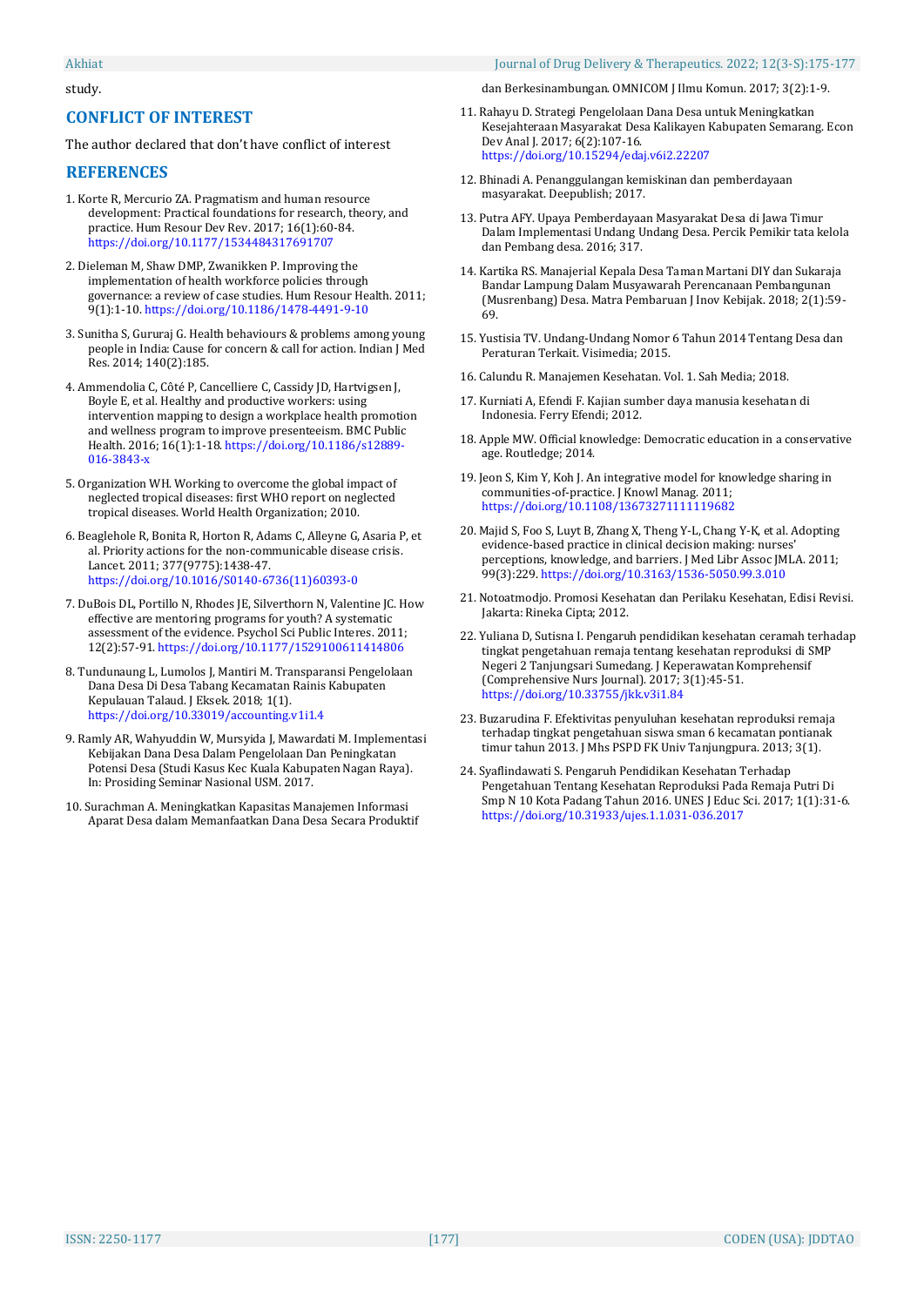study.

## CONFLICT OF INTEREST

The author declared that don't have conflict of interest

## REFERENCES

1. Korte R, Mercurio ZA. Pragmatism and human resource development: Practical foundations for research, theory, and practice. Hum Resour Dev Rev. 2017; 16(1):60-84. https://doi.org/10.1177/1534484317691707

2. Dieleman M, Shaw DMP, Zwanikken P. Improving the implementation of health workforce policies through governance: a review of case studies. Hum Resour Health. 2011; 9(1):1-10. https://doi.org/10.1186/1478-4491-9-10

3. Sunitha S, Gururaj G. Health behaviours & problems among young people in India: Cause for concern & call for action. Indian J Med Res. 2014; 140(2):185.

4. Ammendolia C, Côté P, Cancelliere C, Cassidy JD, Hartvigsen J, Boyle E, et al. Healthy and productive workers: using intervention mapping to design a workplace health promotion and wellness program to improve presenteeism. BMC Public Health. 2016; 16(1):1-18. https://doi.org/10.1186/s12889-016-3843-x

5. Organization WH. Working to overcome the global impact of neglected tropical diseases: first WHO report on neglected tropical diseases. World Health Organization; 2010.

6. Beaglehole R, Bonita R, Horton R, Adams C, Alleyne G, Asaria P, et al. Priority actions for the non-communicable disease crisis. Lancet. 2011; 377(9775):1438-47. https://doi.org/10.1016/S0140-6736(11)60393-0

7. DuBois DL, Portillo N, Rhodes JE, Silverthorn N, Valentine JC. How effective are mentoring programs for youth? A systematic assessment of the evidence. Psychol Sci Public Interes. 2011; 12(2):57-91. https://doi.org/10.1177/1529100611414806

8. Tundunaung L, Lumolos J, Mantiri M. Transparansi Pengelolaan Dana Desa Di Desa Tabang Kecamatan Rainis Kabupaten Kepulauan Talaud. J Eksek. 2018; 1(1). https://doi.org/10.33019/accounting.v1i1.4

9. Ramly AR, Wahyuddin W, Mursyida J, Mawardati M. Implementasi Kebijakan Dana Desa Dalam Pengelolaan Dan Peningkatan Potensi Desa (Studi Kasus Kec Kuala Kabupaten Nagan Raya). In: Prosiding Seminar Nasional USM. 2017.

10. Surachman A. Meningkatkan Kapasitas Manajemen Informasi Aparat Desa dalam Memanfaatkan Dana Desa Secara Produktif dan Berkesinambungan. OMNICOM J Ilmu Komun. 2017; 3(2):1-9.

11. Rahayu D. Strategi Pengelolaan Dana Desa untuk Meningkatkan Kesejahteraan Masyarakat Desa Kalikayen Kabupaten Semarang. Econ Dev Anal J. 2017; 6(2):107-16. https://doi.org/10.15294/edaj.v6i2.22207

12. Bhinadi A. Penanggulangan kemiskinan dan pemberdayaan masyarakat. Deepublish; 2017.

13. Putra AFY. Upaya Pemberdayaan Masyarakat Desa di Jawa Timur Dalam Implementasi Undang Undang Desa. Percik Pemikir tata kelola dan Pembang desa. 2016; 317.

14. Kartika RS. Manajerial Kepala Desa Taman Martani DIY dan Sukaraja Bandar Lampung Dalam Musyawarah Perencanaan Pembangunan (Musrenbang) Desa. Matra Pembaruan J Inov Kebijak. 2018; 2(1):59-69.

15. Yustisia TV. Undang-Undang Nomor 6 Tahun 2014 Tentang Desa dan Peraturan Terkait. Visimedia; 2015.

16. Calundu R. Manajemen Kesehatan. Vol. 1. Sah Media; 2018.

17. Kurniati A, Efendi F. Kajian sumber daya manusia kesehatan di Indonesia. Ferry Efendi; 2012.

18. Apple MW. Official knowledge: Democratic education in a conservative age. Routledge; 2014.

19. Jeon S, Kim Y, Koh J. An integrative model for knowledge sharing in communities-of-practice. J Knowl Manag. 2011; https://doi.org/10.1108/13673271111119682

20. Majid S, Foo S, Luyt B, Zhang X, Theng Y-L, Chang Y-K, et al. Adopting evidence-based practice in clinical decision making: nurses' perceptions, knowledge, and barriers. J Med Libr Assoc JMLA. 2011; 99(3):229. https://doi.org/10.3163/1536-5050.99.3.010

21. Notoatmodjo. Promosi Kesehatan dan Perilaku Kesehatan, Edisi Revisi. Jakarta: Rineka Cipta; 2012.

22. Yuliana D, Sutisna I. Pengaruh pendidikan kesehatan ceramah terhadap tingkat pengetahuan remaja tentang kesehatan reproduksi di SMP Negeri 2 Tanjungsari Sumedang. J Keperawatan Komprehensif (Comprehensive Nurs Journal). 2017; 3(1):45-51. https://doi.org/10.33755/jkk.v3i1.84

23. Buzarudina F. Efektivitas penyuluhan kesehatan reproduksi remaja terhadap tingkat pengetahuan siswa sman 6 kecamatan pontianak timur tahun 2013. J Mhs PSPD FK Univ Tanjungpura. 2013; 3(1).

24. Syaflindawati S. Pengaruh Pendidikan Kesehatan Terhadap Pengetahuan Tentang Kesehatan Reproduksi Pada Remaja Putri Di Smp N 10 Kota Padang Tahun 2016. UNES J Educ Sci. 2017; 1(1):31-6. https://doi.org/10.31933/ujes.1.1.031-036.2017